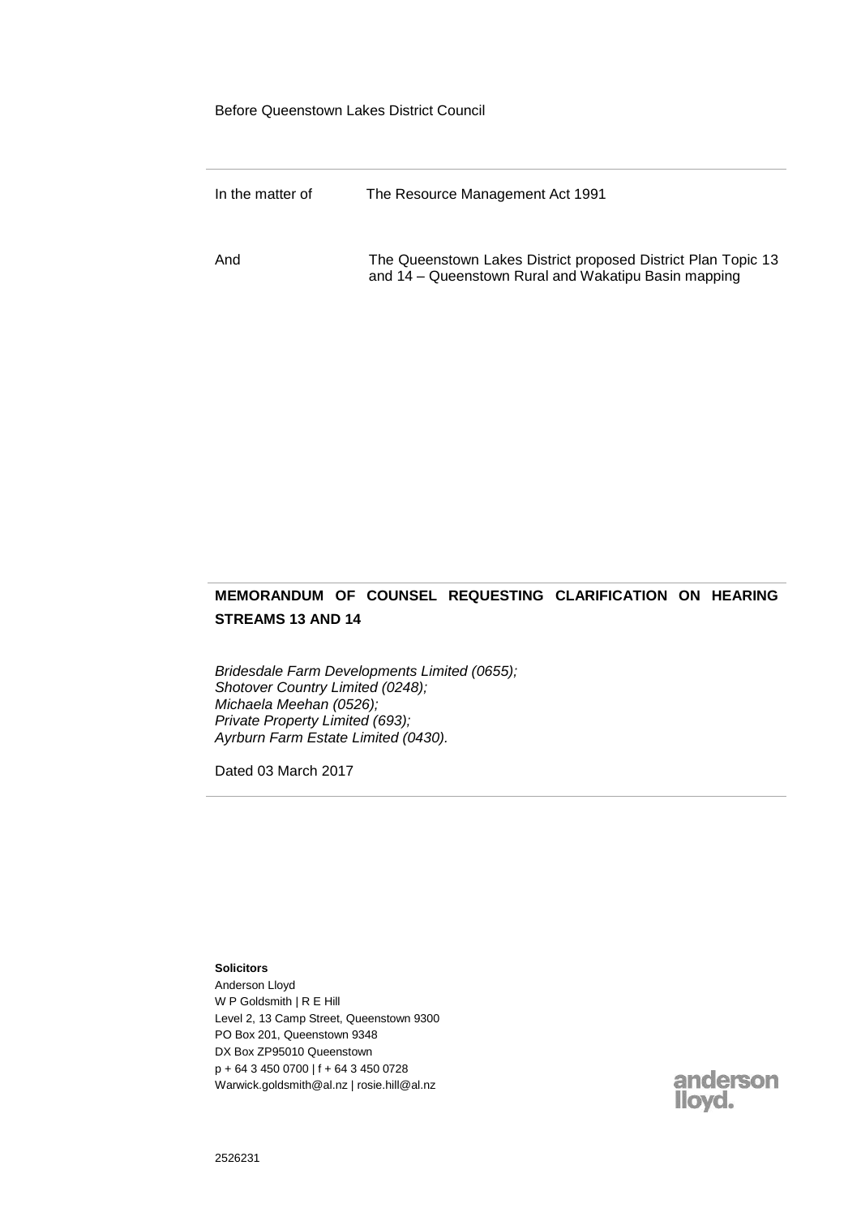Before Queenstown Lakes District Council

| In the matter of | The Resource Management Act 1991 |
| --- | --- |
| And | The Queenstown Lakes District proposed District Plan Topic 13 and 14 – Queenstown Rural and Wakatipu Basin mapping |

## MEMORANDUM OF COUNSEL REQUESTING CLARIFICATION ON HEARING STREAMS 13 AND 14

*Bridesdale Farm Developments Limited (0655);*
*Shotover Country Limited (0248);*
*Michaela Meehan (0526);*
*Private Property Limited (693);*
*Ayrburn Farm Estate Limited (0430).*

Dated 03 March 2017

**Solicitors**
Anderson Lloyd
W P Goldsmith | R E Hill
Level 2, 13 Camp Street, Queenstown 9300
PO Box 201, Queenstown 9348
DX Box ZP95010 Queenstown
p + 64 3 450 0700 | f + 64 3 450 0728
Warwick.goldsmith@al.nz | rosie.hill@al.nz

anderson lloyd.

2526231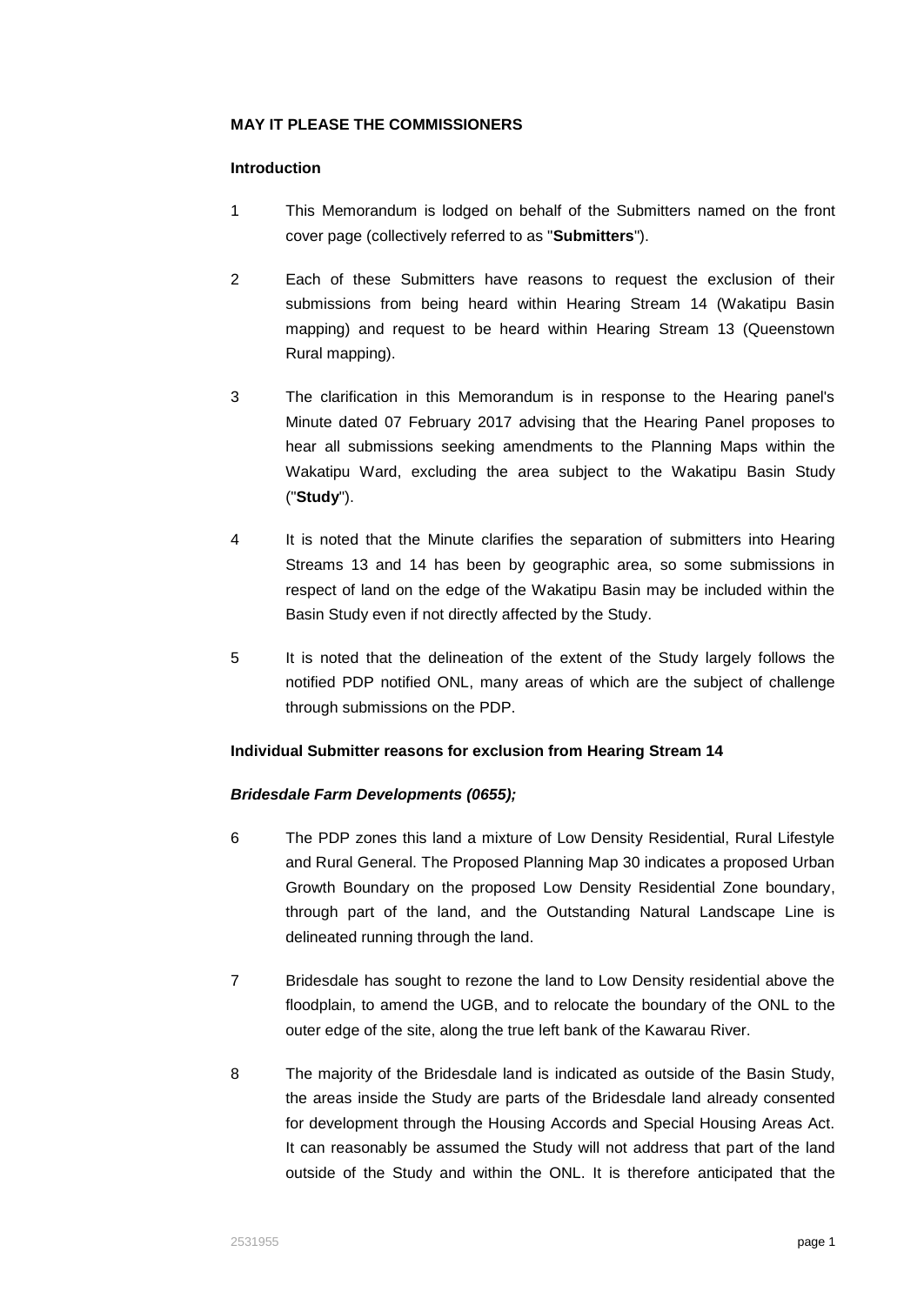**MAY IT PLEASE THE COMMISSIONERS**

**Introduction**

1 This Memorandum is lodged on behalf of the Submitters named on the front cover page (collectively referred to as "**Submitters**").

2 Each of these Submitters have reasons to request the exclusion of their submissions from being heard within Hearing Stream 14 (Wakatipu Basin mapping) and request to be heard within Hearing Stream 13 (Queenstown Rural mapping).

3 The clarification in this Memorandum is in response to the Hearing panel's Minute dated 07 February 2017 advising that the Hearing Panel proposes to hear all submissions seeking amendments to the Planning Maps within the Wakatipu Ward, excluding the area subject to the Wakatipu Basin Study ("**Study**").

4 It is noted that the Minute clarifies the separation of submitters into Hearing Streams 13 and 14 has been by geographic area, so some submissions in respect of land on the edge of the Wakatipu Basin may be included within the Basin Study even if not directly affected by the Study.

5 It is noted that the delineation of the extent of the Study largely follows the notified PDP notified ONL, many areas of which are the subject of challenge through submissions on the PDP.

**Individual Submitter reasons for exclusion from Hearing Stream 14**

***Bridesdale Farm Developments (0655);***

6 The PDP zones this land a mixture of Low Density Residential, Rural Lifestyle and Rural General. The Proposed Planning Map 30 indicates a proposed Urban Growth Boundary on the proposed Low Density Residential Zone boundary, through part of the land, and the Outstanding Natural Landscape Line is delineated running through the land.

7 Bridesdale has sought to rezone the land to Low Density residential above the floodplain, to amend the UGB, and to relocate the boundary of the ONL to the outer edge of the site, along the true left bank of the Kawarau River.

8 The majority of the Bridesdale land is indicated as outside of the Basin Study, the areas inside the Study are parts of the Bridesdale land already consented for development through the Housing Accords and Special Housing Areas Act. It can reasonably be assumed the Study will not address that part of the land outside of the Study and within the ONL. It is therefore anticipated that the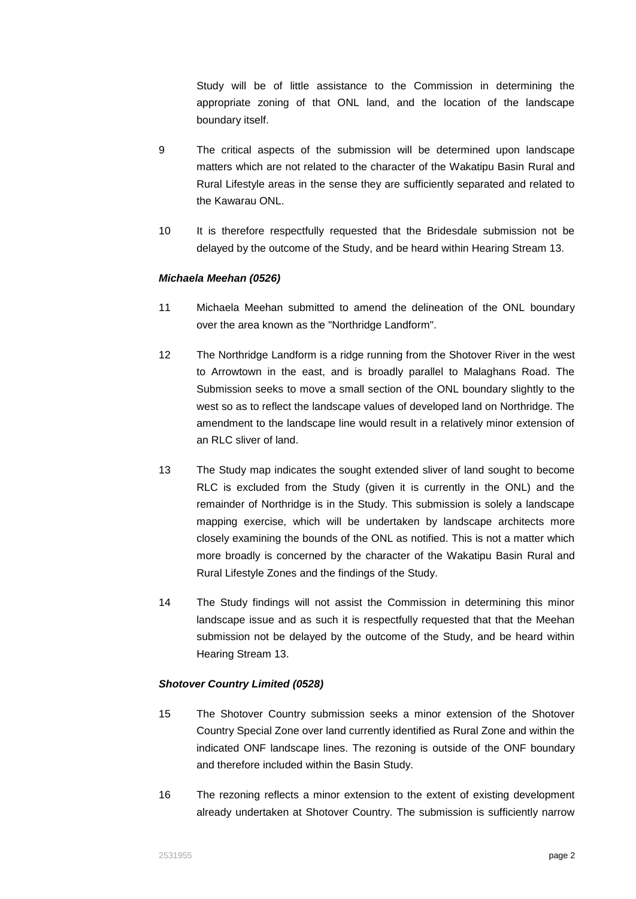Study will be of little assistance to the Commission in determining the appropriate zoning of that ONL land, and the location of the landscape boundary itself.

9 The critical aspects of the submission will be determined upon landscape matters which are not related to the character of the Wakatipu Basin Rural and Rural Lifestyle areas in the sense they are sufficiently separated and related to the Kawarau ONL.

10 It is therefore respectfully requested that the Bridesdale submission not be delayed by the outcome of the Study, and be heard within Hearing Stream 13.

***Michaela Meehan (0526)***

11 Michaela Meehan submitted to amend the delineation of the ONL boundary over the area known as the "Northridge Landform".

12 The Northridge Landform is a ridge running from the Shotover River in the west to Arrowtown in the east, and is broadly parallel to Malaghans Road. The Submission seeks to move a small section of the ONL boundary slightly to the west so as to reflect the landscape values of developed land on Northridge. The amendment to the landscape line would result in a relatively minor extension of an RLC sliver of land.

13 The Study map indicates the sought extended sliver of land sought to become RLC is excluded from the Study (given it is currently in the ONL) and the remainder of Northridge is in the Study. This submission is solely a landscape mapping exercise, which will be undertaken by landscape architects more closely examining the bounds of the ONL as notified. This is not a matter which more broadly is concerned by the character of the Wakatipu Basin Rural and Rural Lifestyle Zones and the findings of the Study.

14 The Study findings will not assist the Commission in determining this minor landscape issue and as such it is respectfully requested that that the Meehan submission not be delayed by the outcome of the Study, and be heard within Hearing Stream 13.

***Shotover Country Limited (0528)***

15 The Shotover Country submission seeks a minor extension of the Shotover Country Special Zone over land currently identified as Rural Zone and within the indicated ONF landscape lines. The rezoning is outside of the ONF boundary and therefore included within the Basin Study.

16 The rezoning reflects a minor extension to the extent of existing development already undertaken at Shotover Country. The submission is sufficiently narrow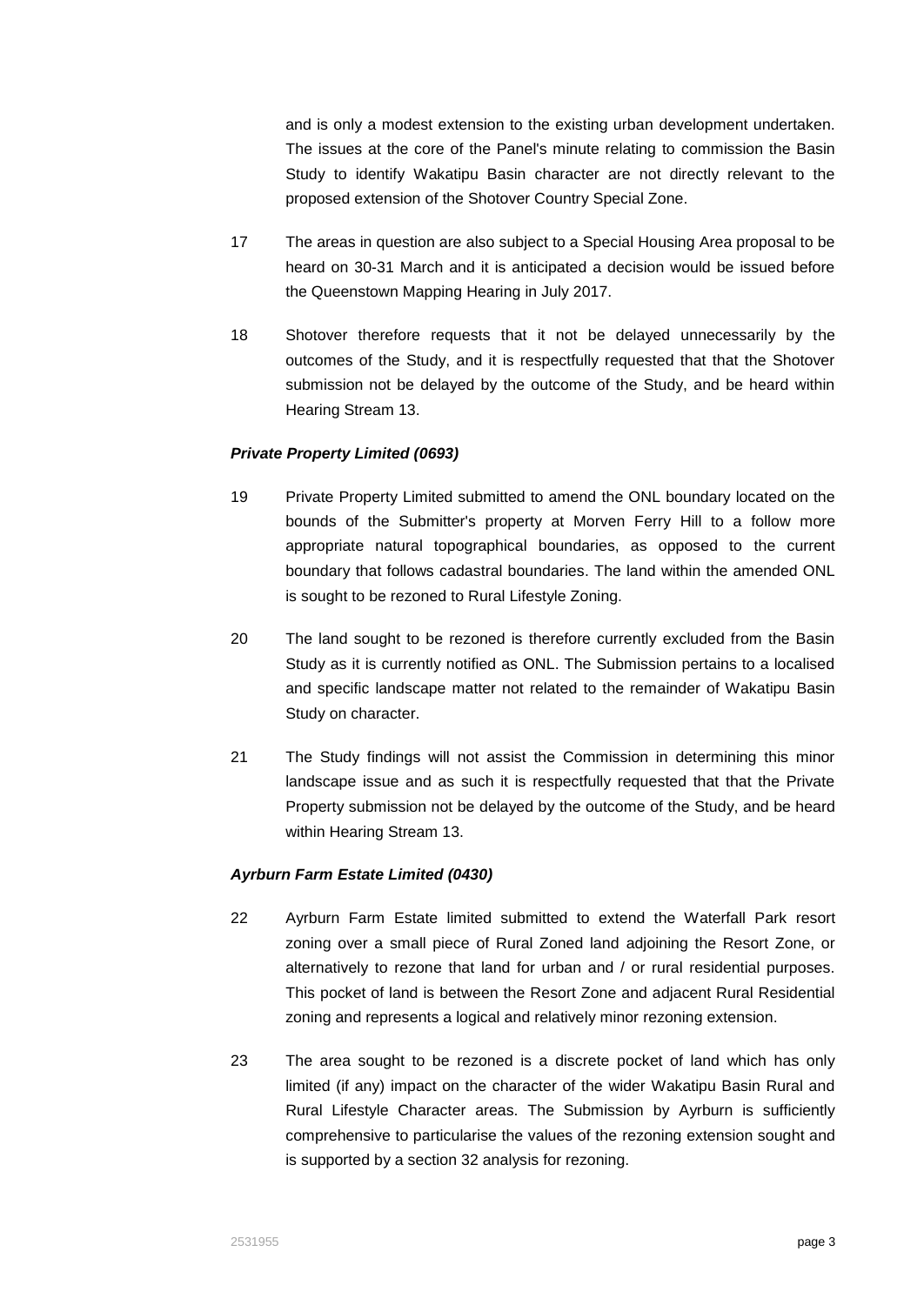and is only a modest extension to the existing urban development undertaken. The issues at the core of the Panel's minute relating to commission the Basin Study to identify Wakatipu Basin character are not directly relevant to the proposed extension of the Shotover Country Special Zone.

17 The areas in question are also subject to a Special Housing Area proposal to be heard on 30-31 March and it is anticipated a decision would be issued before the Queenstown Mapping Hearing in July 2017.

18 Shotover therefore requests that it not be delayed unnecessarily by the outcomes of the Study, and it is respectfully requested that that the Shotover submission not be delayed by the outcome of the Study, and be heard within Hearing Stream 13.

***Private Property Limited (0693)***

19 Private Property Limited submitted to amend the ONL boundary located on the bounds of the Submitter's property at Morven Ferry Hill to a follow more appropriate natural topographical boundaries, as opposed to the current boundary that follows cadastral boundaries. The land within the amended ONL is sought to be rezoned to Rural Lifestyle Zoning.

20 The land sought to be rezoned is therefore currently excluded from the Basin Study as it is currently notified as ONL. The Submission pertains to a localised and specific landscape matter not related to the remainder of Wakatipu Basin Study on character.

21 The Study findings will not assist the Commission in determining this minor landscape issue and as such it is respectfully requested that that the Private Property submission not be delayed by the outcome of the Study, and be heard within Hearing Stream 13.

***Ayrburn Farm Estate Limited (0430)***

22 Ayrburn Farm Estate limited submitted to extend the Waterfall Park resort zoning over a small piece of Rural Zoned land adjoining the Resort Zone, or alternatively to rezone that land for urban and / or rural residential purposes. This pocket of land is between the Resort Zone and adjacent Rural Residential zoning and represents a logical and relatively minor rezoning extension.

23 The area sought to be rezoned is a discrete pocket of land which has only limited (if any) impact on the character of the wider Wakatipu Basin Rural and Rural Lifestyle Character areas. The Submission by Ayrburn is sufficiently comprehensive to particularise the values of the rezoning extension sought and is supported by a section 32 analysis for rezoning.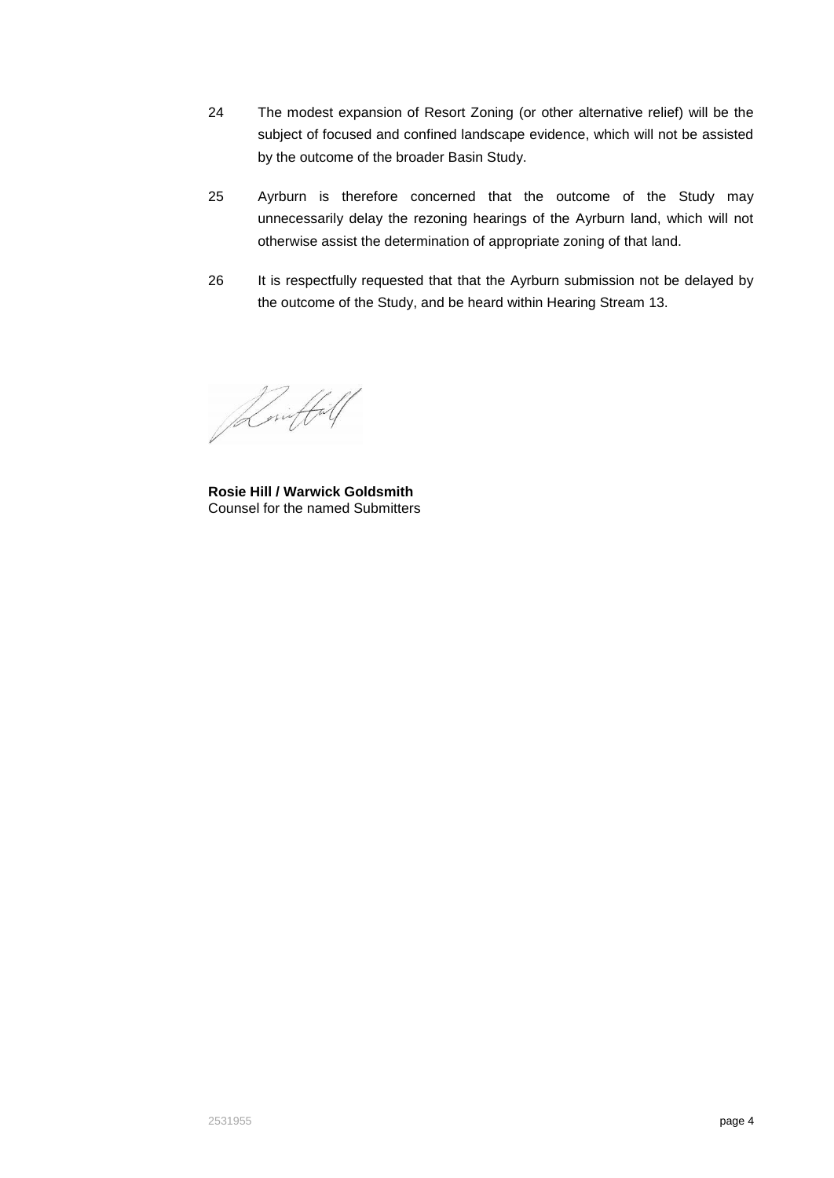24 The modest expansion of Resort Zoning (or other alternative relief) will be the subject of focused and confined landscape evidence, which will not be assisted by the outcome of the broader Basin Study.

25 Ayrburn is therefore concerned that the outcome of the Study may unnecessarily delay the rezoning hearings of the Ayrburn land, which will not otherwise assist the determination of appropriate zoning of that land.

26 It is respectfully requested that that the Ayrburn submission not be delayed by the outcome of the Study, and be heard within Hearing Stream 13.

**Rosie Hill / Warwick Goldsmith**
Counsel for the named Submitters

2531955